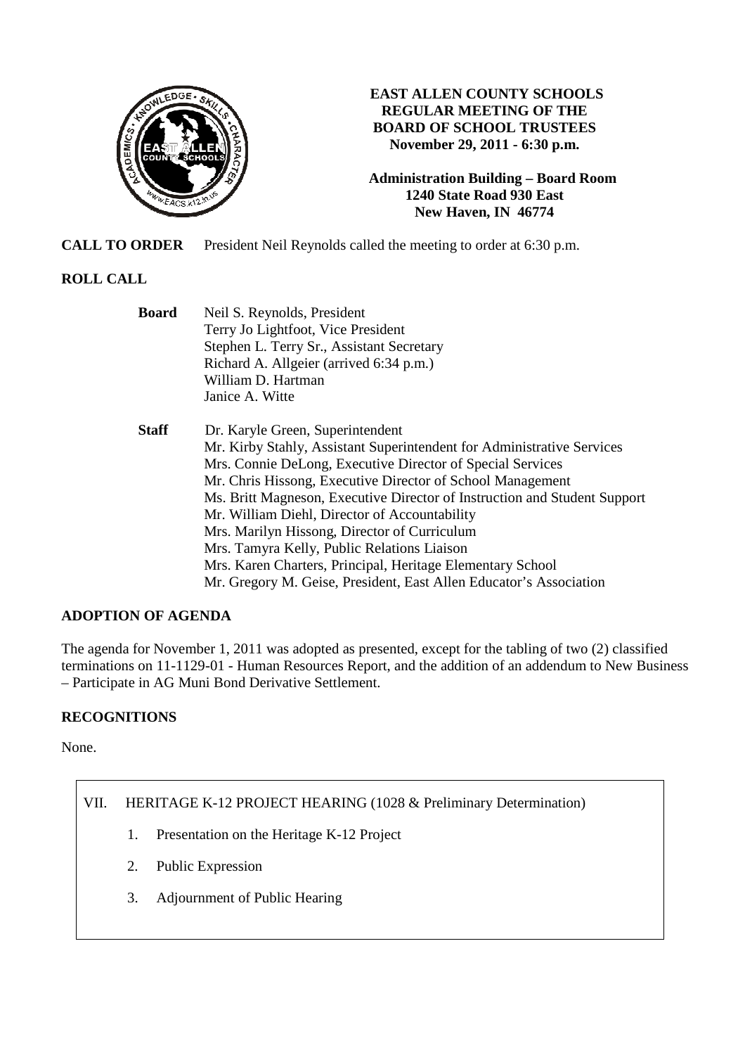# EAST ALLEN COUNTY SCHOOLS
## REGULAR MEETING OF THE BOARD OF SCHOOL TRUSTEES
**November 29, 2011 - 6:30 p.m.**

**Administration Building – Board Room**
**1240 State Road 930 East**
**New Haven, IN 46774**

**CALL TO ORDER** President Neil Reynolds called the meeting to order at 6:30 p.m.

**ROLL CALL**

**Board**
Neil S. Reynolds, President
Terry Jo Lightfoot, Vice President
Stephen L. Terry Sr., Assistant Secretary
Richard A. Allgeier (arrived 6:34 p.m.)
William D. Hartman
Janice A. Witte

**Staff**
Dr. Karyle Green, Superintendent
Mr. Kirby Stahly, Assistant Superintendent for Administrative Services
Mrs. Connie DeLong, Executive Director of Special Services
Mr. Chris Hissong, Executive Director of School Management
Ms. Britt Magneson, Executive Director of Instruction and Student Support
Mr. William Diehl, Director of Accountability
Mrs. Marilyn Hissong, Director of Curriculum
Mrs. Tamyra Kelly, Public Relations Liaison
Mrs. Karen Charters, Principal, Heritage Elementary School
Mr. Gregory M. Geise, President, East Allen Educator's Association

**ADOPTION OF AGENDA**

The agenda for November 1, 2011 was adopted as presented, except for the tabling of two (2) classified terminations on 11-1129-01 - Human Resources Report, and the addition of an addendum to New Business – Participate in AG Muni Bond Derivative Settlement.

**RECOGNITIONS**

None.

VII. HERITAGE K-12 PROJECT HEARING (1028 & Preliminary Determination)

1. Presentation on the Heritage K-12 Project
2. Public Expression
3. Adjournment of Public Hearing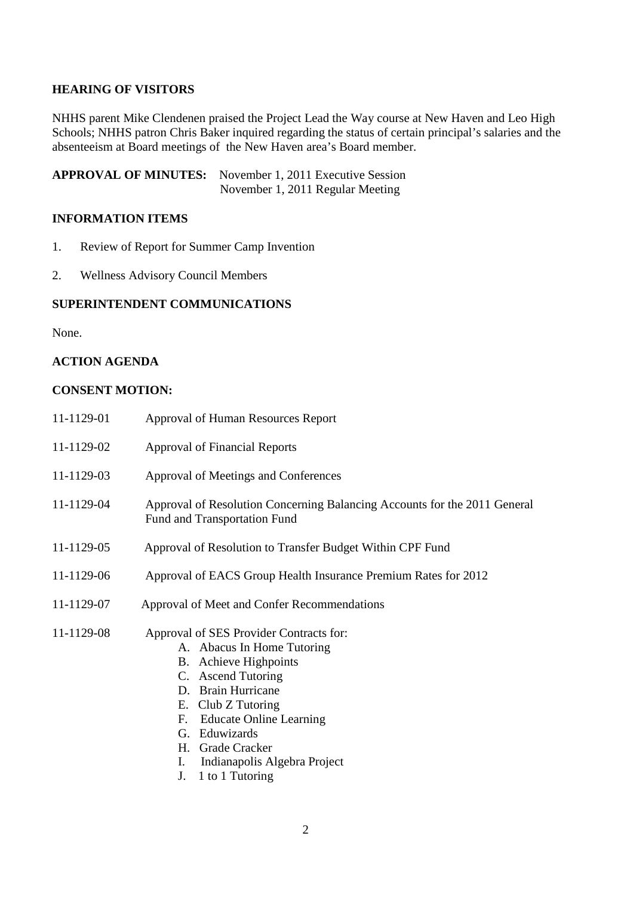## HEARING OF VISITORS

NHHS parent Mike Clendenen praised the Project Lead the Way course at New Haven and Leo High Schools; NHHS patron Chris Baker inquired regarding the status of certain principal's salaries and the absenteeism at Board meetings of the New Haven area's Board member.

**APPROVAL OF MINUTES:** November 1, 2011 Executive Session
November 1, 2011 Regular Meeting

## INFORMATION ITEMS

1. Review of Report for Summer Camp Invention
2. Wellness Advisory Council Members

## SUPERINTENDENT COMMUNICATIONS

None.

## ACTION AGENDA

## CONSENT MOTION:

11-1129-01 Approval of Human Resources Report

11-1129-02 Approval of Financial Reports

11-1129-03 Approval of Meetings and Conferences

11-1129-04 Approval of Resolution Concerning Balancing Accounts for the 2011 General Fund and Transportation Fund

11-1129-05 Approval of Resolution to Transfer Budget Within CPF Fund

11-1129-06 Approval of EACS Group Health Insurance Premium Rates for 2012

11-1129-07 Approval of Meet and Confer Recommendations

11-1129-08 Approval of SES Provider Contracts for:

- A. Abacus In Home Tutoring
- B. Achieve Highpoints
- C. Ascend Tutoring
- D. Brain Hurricane
- E. Club Z Tutoring
- F. Educate Online Learning
- G. Eduwizards
- H. Grade Cracker
- I. Indianapolis Algebra Project
- J. 1 to 1 Tutoring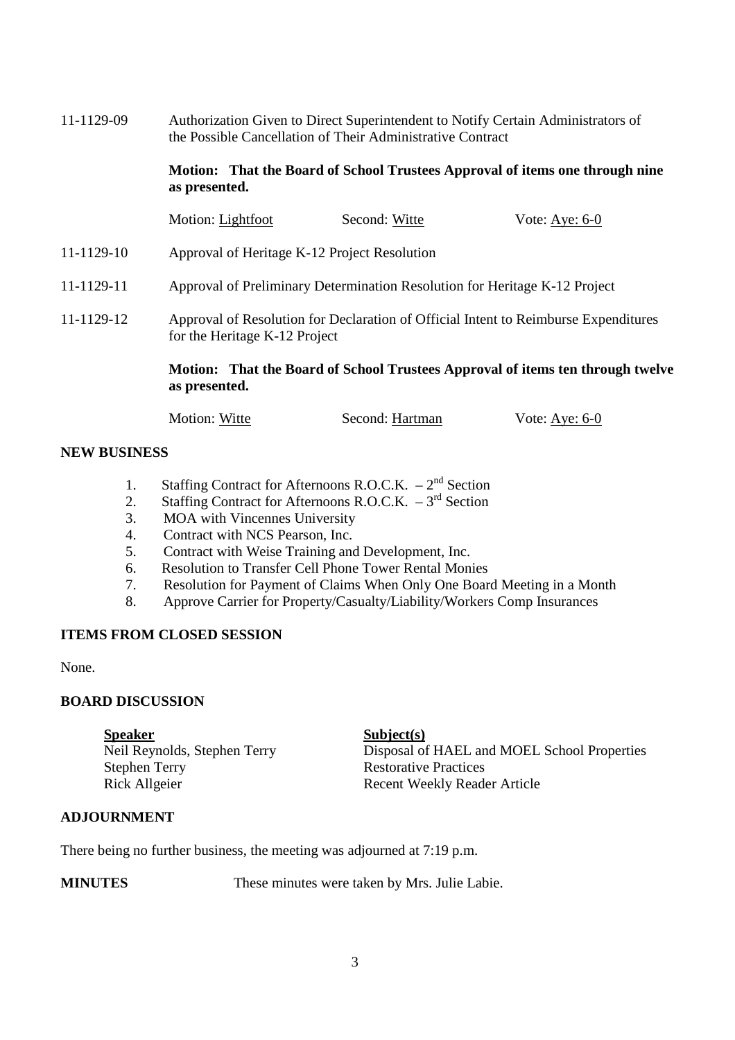11-1129-09 Authorization Given to Direct Superintendent to Notify Certain Administrators of the Possible Cancellation of Their Administrative Contract

**Motion: That the Board of School Trustees Approval of items one through nine as presented.**

| Motion: Lightfoot | Second: Witte | Vote: Aye: 6-0 |
|---|---|---|

11-1129-10 Approval of Heritage K-12 Project Resolution

11-1129-11 Approval of Preliminary Determination Resolution for Heritage K-12 Project

11-1129-12 Approval of Resolution for Declaration of Official Intent to Reimburse Expenditures for the Heritage K-12 Project

**Motion: That the Board of School Trustees Approval of items ten through twelve as presented.**

| Motion: Witte | Second: Hartman | Vote: Aye: 6-0 |
|---|---|---|

## NEW BUSINESS

1. Staffing Contract for Afternoons R.O.C.K. – 2nd Section
2. Staffing Contract for Afternoons R.O.C.K. – 3rd Section
3. MOA with Vincennes University
4. Contract with NCS Pearson, Inc.
5. Contract with Weise Training and Development, Inc.
6. Resolution to Transfer Cell Phone Tower Rental Monies
7. Resolution for Payment of Claims When Only One Board Meeting in a Month
8. Approve Carrier for Property/Casualty/Liability/Workers Comp Insurances

## ITEMS FROM CLOSED SESSION

None.

## BOARD DISCUSSION

| Speaker | Subject(s) |
|---|---|
| Neil Reynolds, Stephen Terry | Disposal of HAEL and MOEL School Properties |
| Stephen Terry | Restorative Practices |
| Rick Allgeier | Recent Weekly Reader Article |

## ADJOURNMENT

There being no further business, the meeting was adjourned at 7:19 p.m.

**MINUTES** These minutes were taken by Mrs. Julie Labie.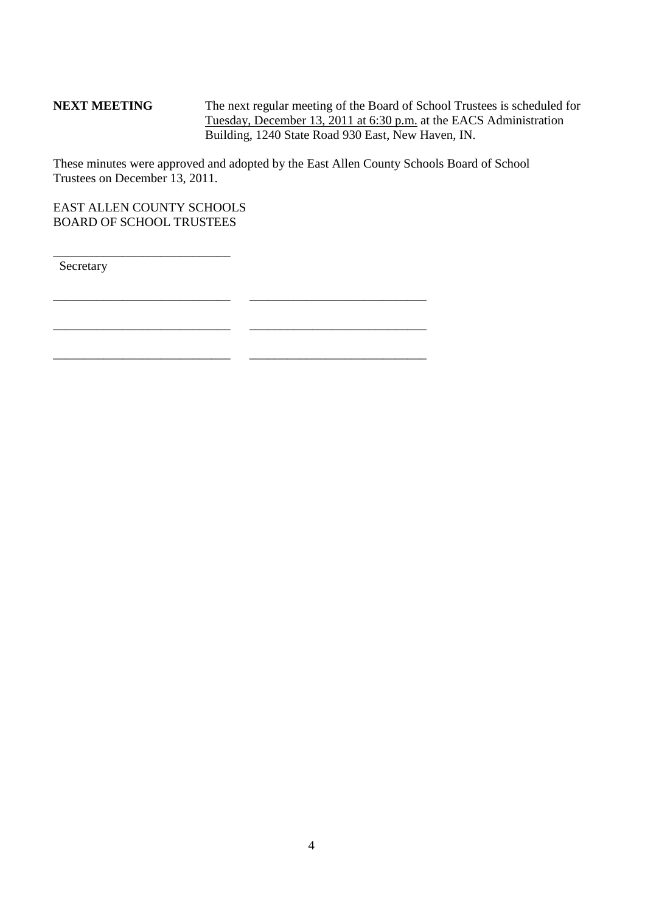**NEXT MEETING** The next regular meeting of the Board of School Trustees is scheduled for Tuesday, December 13, 2011 at 6:30 p.m. at the EACS Administration Building, 1240 State Road 930 East, New Haven, IN.

These minutes were approved and adopted by the East Allen County Schools Board of School Trustees on December 13, 2011.

EAST ALLEN COUNTY SCHOOLS
BOARD OF SCHOOL TRUSTEES

\_\_\_\_\_\_\_\_\_\_\_\_\_\_\_\_\_\_\_\_\_\_\_\_\_\_\_\_\_
Secretary

\_\_\_\_\_\_\_\_\_\_\_\_\_\_\_\_\_\_\_\_\_\_\_\_\_\_\_\_\_ \_\_\_\_\_\_\_\_\_\_\_\_\_\_\_\_\_\_\_\_\_\_\_\_\_\_\_\_\_

\_\_\_\_\_\_\_\_\_\_\_\_\_\_\_\_\_\_\_\_\_\_\_\_\_\_\_\_\_ \_\_\_\_\_\_\_\_\_\_\_\_\_\_\_\_\_\_\_\_\_\_\_\_\_\_\_\_\_

\_\_\_\_\_\_\_\_\_\_\_\_\_\_\_\_\_\_\_\_\_\_\_\_\_\_\_\_\_ \_\_\_\_\_\_\_\_\_\_\_\_\_\_\_\_\_\_\_\_\_\_\_\_\_\_\_\_\_